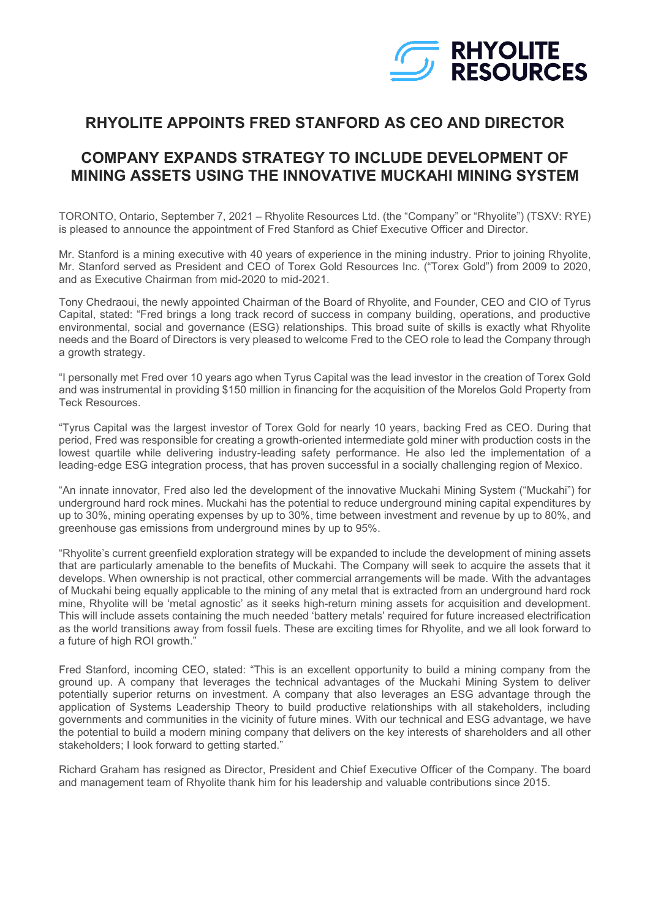# RHYOLITE APPOINTS FRED STANFORD AS CEO AND DIRECTOR

## COMPANY EXPANDS STRATEGY TO INCLUDE DEVELOPMENT OF MINING ASSETS USING THE INNOVATIVE MUCKAHI MINING SYSTEM

TORONTO, Ontario, September 7, 2021 – Rhyolite Resources Ltd. (the "Company" or "Rhyolite") (TSXV: RYE) is pleased to announce the appointment of Fred Stanford as Chief Executive Officer and Director.

Mr. Stanford is a mining executive with 40 years of experience in the mining industry. Prior to joining Rhyolite, Mr. Stanford served as President and CEO of Torex Gold Resources Inc. ("Torex Gold") from 2009 to 2020, and as Executive Chairman from mid-2020 to mid-2021.

Tony Chedraoui, the newly appointed Chairman of the Board of Rhyolite, and Founder, CEO and CIO of Tyrus Capital, stated: "Fred brings a long track record of success in company building, operations, and productive environmental, social and governance (ESG) relationships. This broad suite of skills is exactly what Rhyolite needs and the Board of Directors is very pleased to welcome Fred to the CEO role to lead the Company through a growth strategy.

"I personally met Fred over 10 years ago when Tyrus Capital was the lead investor in the creation of Torex Gold and was instrumental in providing $150 million in financing for the acquisition of the Morelos Gold Property from Teck Resources.

"Tyrus Capital was the largest investor of Torex Gold for nearly 10 years, backing Fred as CEO. During that period, Fred was responsible for creating a growth-oriented intermediate gold miner with production costs in the lowest quartile while delivering industry-leading safety performance. He also led the implementation of a leading-edge ESG integration process, that has proven successful in a socially challenging region of Mexico.

"An innate innovator, Fred also led the development of the innovative Muckahi Mining System ("Muckahi") for underground hard rock mines. Muckahi has the potential to reduce underground mining capital expenditures by up to 30%, mining operating expenses by up to 30%, time between investment and revenue by up to 80%, and greenhouse gas emissions from underground mines by up to 95%.

"Rhyolite's current greenfield exploration strategy will be expanded to include the development of mining assets that are particularly amenable to the benefits of Muckahi. The Company will seek to acquire the assets that it develops. When ownership is not practical, other commercial arrangements will be made. With the advantages of Muckahi being equally applicable to the mining of any metal that is extracted from an underground hard rock mine, Rhyolite will be 'metal agnostic' as it seeks high-return mining assets for acquisition and development. This will include assets containing the much needed 'battery metals' required for future increased electrification as the world transitions away from fossil fuels. These are exciting times for Rhyolite, and we all look forward to a future of high ROI growth."

Fred Stanford, incoming CEO, stated: "This is an excellent opportunity to build a mining company from the ground up. A company that leverages the technical advantages of the Muckahi Mining System to deliver potentially superior returns on investment. A company that also leverages an ESG advantage through the application of Systems Leadership Theory to build productive relationships with all stakeholders, including governments and communities in the vicinity of future mines. With our technical and ESG advantage, we have the potential to build a modern mining company that delivers on the key interests of shareholders and all other stakeholders; I look forward to getting started."

Richard Graham has resigned as Director, President and Chief Executive Officer of the Company. The board and management team of Rhyolite thank him for his leadership and valuable contributions since 2015.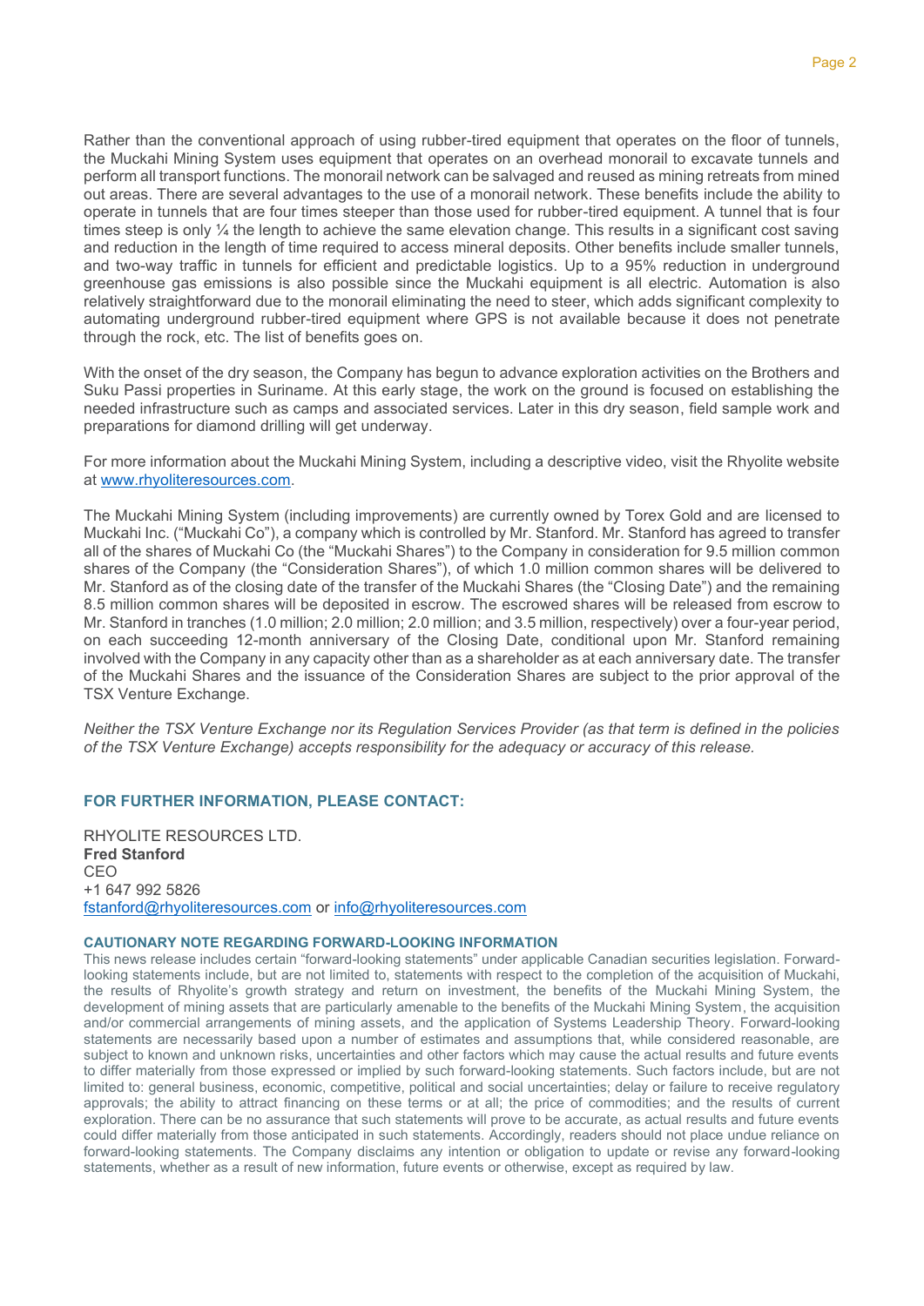Rather than the conventional approach of using rubber-tired equipment that operates on the floor of tunnels, the Muckahi Mining System uses equipment that operates on an overhead monorail to excavate tunnels and perform all transport functions. The monorail network can be salvaged and reused as mining retreats from mined out areas. There are several advantages to the use of a monorail network. These benefits include the ability to operate in tunnels that are four times steeper than those used for rubber-tired equipment. A tunnel that is four times steep is only ¼ the length to achieve the same elevation change. This results in a significant cost saving and reduction in the length of time required to access mineral deposits. Other benefits include smaller tunnels, and two-way traffic in tunnels for efficient and predictable logistics. Up to a 95% reduction in underground greenhouse gas emissions is also possible since the Muckahi equipment is all electric. Automation is also relatively straightforward due to the monorail eliminating the need to steer, which adds significant complexity to automating underground rubber-tired equipment where GPS is not available because it does not penetrate through the rock, etc. The list of benefits goes on.

With the onset of the dry season, the Company has begun to advance exploration activities on the Brothers and Suku Passi properties in Suriname. At this early stage, the work on the ground is focused on establishing the needed infrastructure such as camps and associated services. Later in this dry season, field sample work and preparations for diamond drilling will get underway.

For more information about the Muckahi Mining System, including a descriptive video, visit the Rhyolite website at www.rhyoliteresources.com.

The Muckahi Mining System (including improvements) are currently owned by Torex Gold and are licensed to Muckahi Inc. ("Muckahi Co"), a company which is controlled by Mr. Stanford. Mr. Stanford has agreed to transfer all of the shares of Muckahi Co (the "Muckahi Shares") to the Company in consideration for 9.5 million common shares of the Company (the "Consideration Shares"), of which 1.0 million common shares will be delivered to Mr. Stanford as of the closing date of the transfer of the Muckahi Shares (the "Closing Date") and the remaining 8.5 million common shares will be deposited in escrow. The escrowed shares will be released from escrow to Mr. Stanford in tranches (1.0 million; 2.0 million; 2.0 million; and 3.5 million, respectively) over a four-year period, on each succeeding 12-month anniversary of the Closing Date, conditional upon Mr. Stanford remaining involved with the Company in any capacity other than as a shareholder as at each anniversary date. The transfer of the Muckahi Shares and the issuance of the Consideration Shares are subject to the prior approval of the TSX Venture Exchange.

*Neither the TSX Venture Exchange nor its Regulation Services Provider (as that term is defined in the policies of the TSX Venture Exchange) accepts responsibility for the adequacy or accuracy of this release.*

### FOR FURTHER INFORMATION, PLEASE CONTACT:

RHYOLITE RESOURCES LTD.
**Fred Stanford**
CEO
+1 647 992 5826
fstanford@rhyoliteresources.com or info@rhyoliteresources.com

#### CAUTIONARY NOTE REGARDING FORWARD-LOOKING INFORMATION

This news release includes certain "forward-looking statements" under applicable Canadian securities legislation. Forward-looking statements include, but are not limited to, statements with respect to the completion of the acquisition of Muckahi, the results of Rhyolite's growth strategy and return on investment, the benefits of the Muckahi Mining System, the development of mining assets that are particularly amenable to the benefits of the Muckahi Mining System, the acquisition and/or commercial arrangements of mining assets, and the application of Systems Leadership Theory. Forward-looking statements are necessarily based upon a number of estimates and assumptions that, while considered reasonable, are subject to known and unknown risks, uncertainties and other factors which may cause the actual results and future events to differ materially from those expressed or implied by such forward-looking statements. Such factors include, but are not limited to: general business, economic, competitive, political and social uncertainties; delay or failure to receive regulatory approvals; the ability to attract financing on these terms or at all; the price of commodities; and the results of current exploration. There can be no assurance that such statements will prove to be accurate, as actual results and future events could differ materially from those anticipated in such statements. Accordingly, readers should not place undue reliance on forward-looking statements. The Company disclaims any intention or obligation to update or revise any forward-looking statements, whether as a result of new information, future events or otherwise, except as required by law.